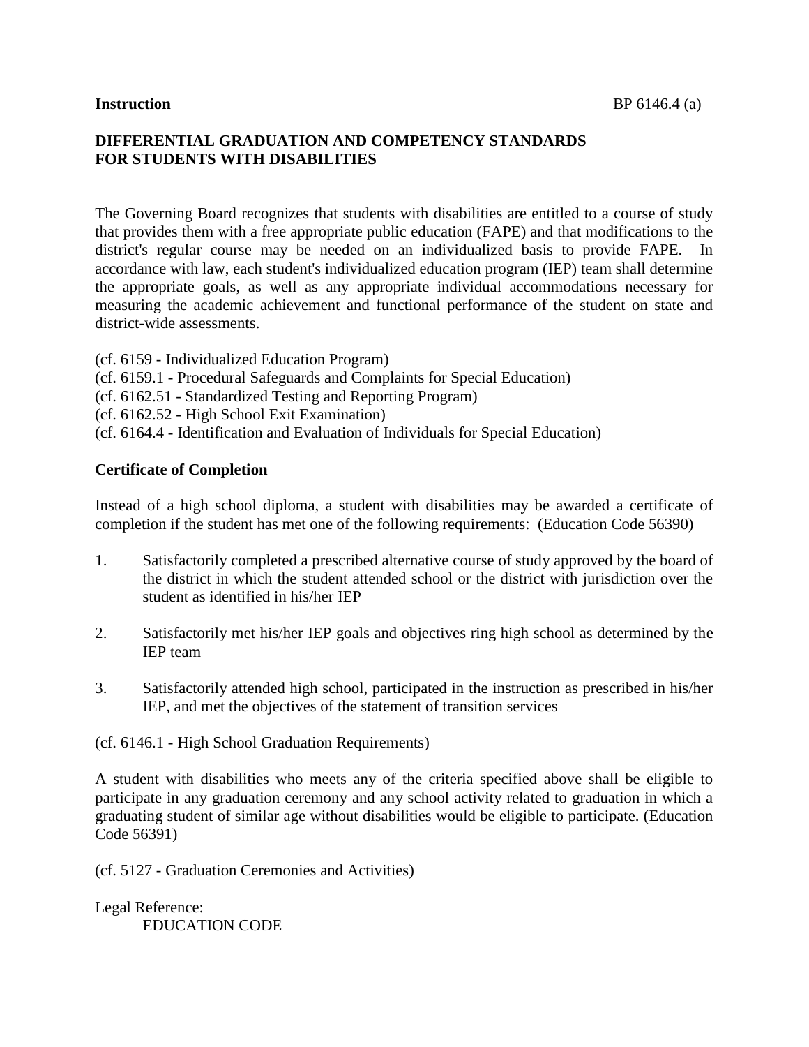**Instruction**

# DIFFERENTIAL GRADUATION AND COMPETENCY STANDARDS FOR STUDENTS WITH DISABILITIES

The Governing Board recognizes that students with disabilities are entitled to a course of study that provides them with a free appropriate public education (FAPE) and that modifications to the district's regular course may be needed on an individualized basis to provide FAPE. In accordance with law, each student's individualized education program (IEP) team shall determine the appropriate goals, as well as any appropriate individual accommodations necessary for measuring the academic achievement and functional performance of the student on state and district-wide assessments.

(cf. 6159 - Individualized Education Program)
(cf. 6159.1 - Procedural Safeguards and Complaints for Special Education)
(cf. 6162.51 - Standardized Testing and Reporting Program)
(cf. 6162.52 - High School Exit Examination)
(cf. 6164.4 - Identification and Evaluation of Individuals for Special Education)

## Certificate of Completion

Instead of a high school diploma, a student with disabilities may be awarded a certificate of completion if the student has met one of the following requirements: (Education Code 56390)

1. Satisfactorily completed a prescribed alternative course of study approved by the board of the district in which the student attended school or the district with jurisdiction over the student as identified in his/her IEP

2. Satisfactorily met his/her IEP goals and objectives ring high school as determined by the IEP team

3. Satisfactorily attended high school, participated in the instruction as prescribed in his/her IEP, and met the objectives of the statement of transition services

(cf. 6146.1 - High School Graduation Requirements)

A student with disabilities who meets any of the criteria specified above shall be eligible to participate in any graduation ceremony and any school activity related to graduation in which a graduating student of similar age without disabilities would be eligible to participate. (Education Code 56391)

(cf. 5127 - Graduation Ceremonies and Activities)

Legal Reference:
EDUCATION CODE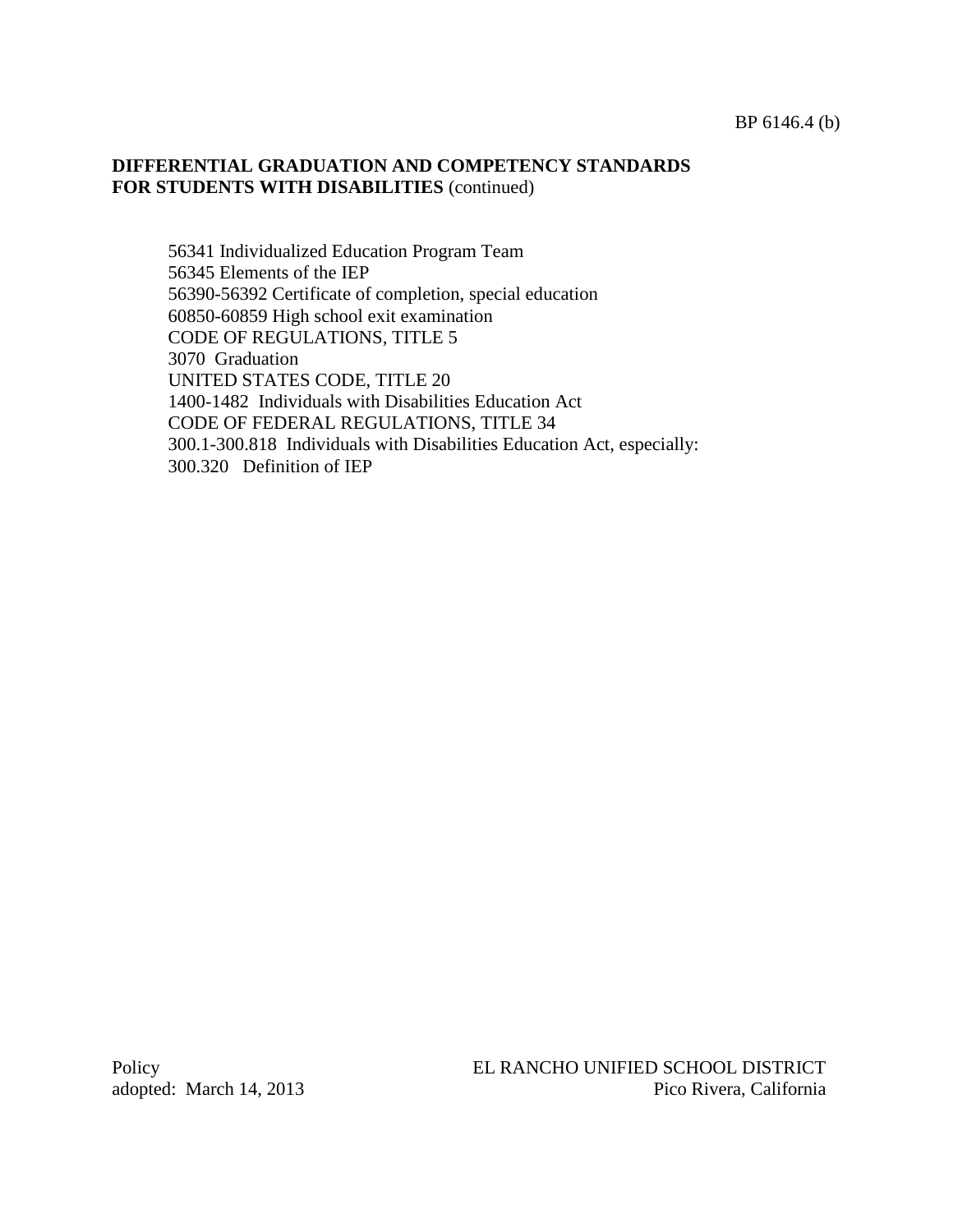**DIFFERENTIAL GRADUATION AND COMPETENCY STANDARDS FOR STUDENTS WITH DISABILITIES** (continued)

56341 Individualized Education Program Team
56345 Elements of the IEP
56390-56392 Certificate of completion, special education
60850-60859 High school exit examination
CODE OF REGULATIONS, TITLE 5
3070 Graduation
UNITED STATES CODE, TITLE 20
1400-1482 Individuals with Disabilities Education Act
CODE OF FEDERAL REGULATIONS, TITLE 34
300.1-300.818 Individuals with Disabilities Education Act, especially:
300.320 Definition of IEP

Policy
adopted: March 14, 2013

EL RANCHO UNIFIED SCHOOL DISTRICT
Pico Rivera, California